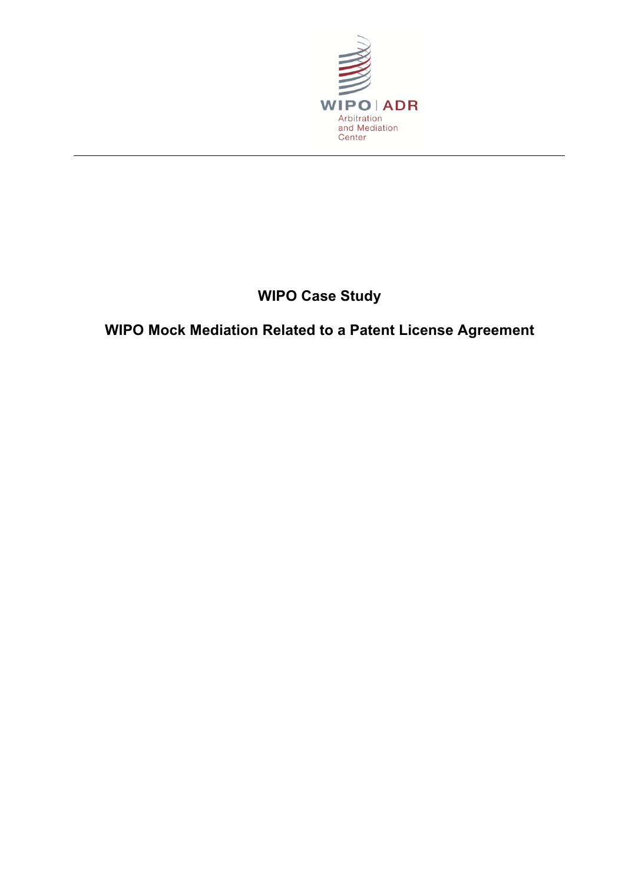WIPO | ADR

Arbitration and Mediation Center

---

# WIPO Case Study

## WIPO Mock Mediation Related to a Patent License Agreement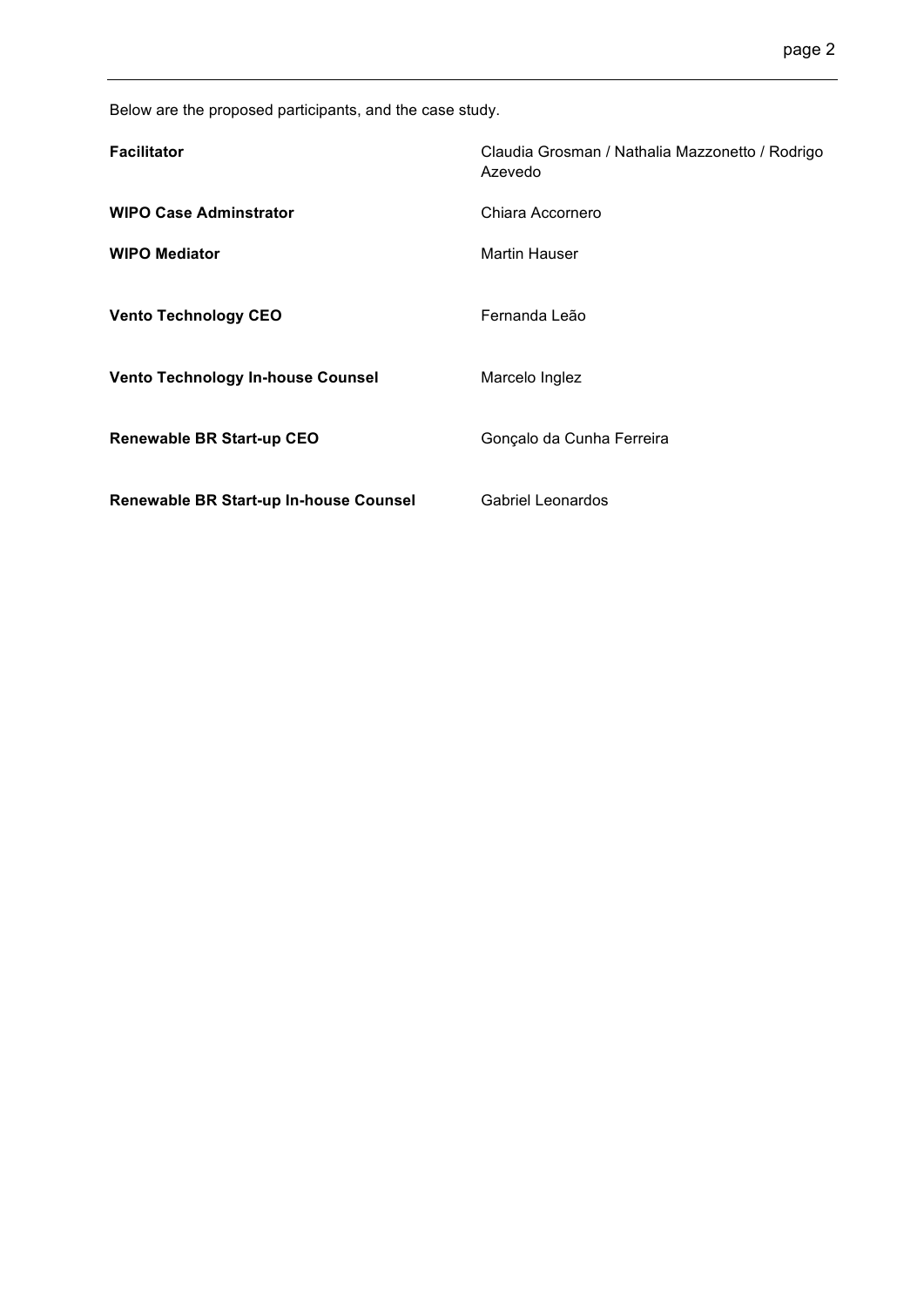Below are the proposed participants, and the case study.

| | |
|---|---|
| **Facilitator** | Claudia Grosman / Nathalia Mazzonetto / Rodrigo Azevedo |
| **WIPO Case Adminstrator** | Chiara Accornero |
| **WIPO Mediator** | Martin Hauser |
| **Vento Technology CEO** | Fernanda Leão |
| **Vento Technology In-house Counsel** | Marcelo Inglez |
| **Renewable BR Start-up CEO** | Gonçalo da Cunha Ferreira |
| **Renewable BR Start-up In-house Counsel** | Gabriel Leonardos |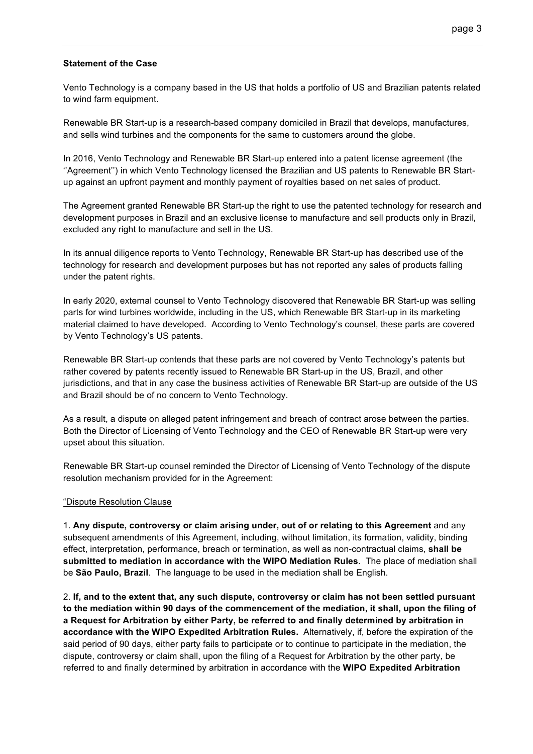**Statement of the Case**

Vento Technology is a company based in the US that holds a portfolio of US and Brazilian patents related to wind farm equipment.

Renewable BR Start-up is a research-based company domiciled in Brazil that develops, manufactures, and sells wind turbines and the components for the same to customers around the globe.

In 2016, Vento Technology and Renewable BR Start-up entered into a patent license agreement (the ''Agreement'') in which Vento Technology licensed the Brazilian and US patents to Renewable BR Start-up against an upfront payment and monthly payment of royalties based on net sales of product.

The Agreement granted Renewable BR Start-up the right to use the patented technology for research and development purposes in Brazil and an exclusive license to manufacture and sell products only in Brazil, excluded any right to manufacture and sell in the US.

In its annual diligence reports to Vento Technology, Renewable BR Start-up has described use of the technology for research and development purposes but has not reported any sales of products falling under the patent rights.

In early 2020, external counsel to Vento Technology discovered that Renewable BR Start-up was selling parts for wind turbines worldwide, including in the US, which Renewable BR Start-up in its marketing material claimed to have developed. According to Vento Technology's counsel, these parts are covered by Vento Technology's US patents.

Renewable BR Start-up contends that these parts are not covered by Vento Technology's patents but rather covered by patents recently issued to Renewable BR Start-up in the US, Brazil, and other jurisdictions, and that in any case the business activities of Renewable BR Start-up are outside of the US and Brazil should be of no concern to Vento Technology.

As a result, a dispute on alleged patent infringement and breach of contract arose between the parties. Both the Director of Licensing of Vento Technology and the CEO of Renewable BR Start-up were very upset about this situation.

Renewable BR Start-up counsel reminded the Director of Licensing of Vento Technology of the dispute resolution mechanism provided for in the Agreement:

"Dispute Resolution Clause

1. **Any dispute, controversy or claim arising under, out of or relating to this Agreement** and any subsequent amendments of this Agreement, including, without limitation, its formation, validity, binding effect, interpretation, performance, breach or termination, as well as non-contractual claims, **shall be submitted to mediation in accordance with the WIPO Mediation Rules**. The place of mediation shall be **São Paulo, Brazil**. The language to be used in the mediation shall be English.

2. **If, and to the extent that, any such dispute, controversy or claim has not been settled pursuant to the mediation within 90 days of the commencement of the mediation, it shall, upon the filing of a Request for Arbitration by either Party, be referred to and finally determined by arbitration in accordance with the WIPO Expedited Arbitration Rules.** Alternatively, if, before the expiration of the said period of 90 days, either party fails to participate or to continue to participate in the mediation, the dispute, controversy or claim shall, upon the filing of a Request for Arbitration by the other party, be referred to and finally determined by arbitration in accordance with the **WIPO Expedited Arbitration**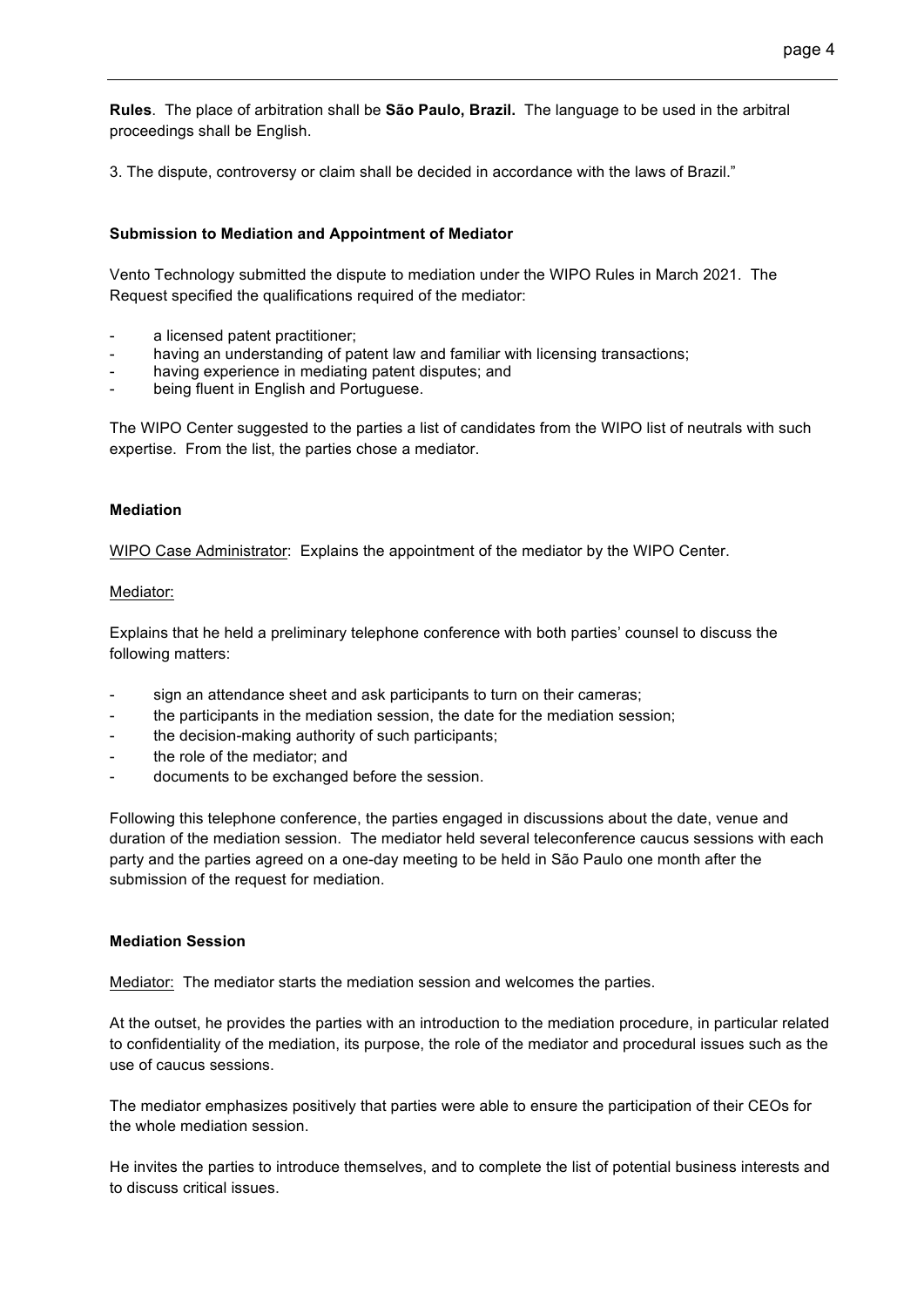**Rules**. The place of arbitration shall be **São Paulo, Brazil.** The language to be used in the arbitral proceedings shall be English.

3. The dispute, controversy or claim shall be decided in accordance with the laws of Brazil."

**Submission to Mediation and Appointment of Mediator**

Vento Technology submitted the dispute to mediation under the WIPO Rules in March 2021. The Request specified the qualifications required of the mediator:

- a licensed patent practitioner;
- having an understanding of patent law and familiar with licensing transactions;
- having experience in mediating patent disputes; and
- being fluent in English and Portuguese.

The WIPO Center suggested to the parties a list of candidates from the WIPO list of neutrals with such expertise. From the list, the parties chose a mediator.

**Mediation**

WIPO Case Administrator: Explains the appointment of the mediator by the WIPO Center.

Mediator:

Explains that he held a preliminary telephone conference with both parties' counsel to discuss the following matters:

- sign an attendance sheet and ask participants to turn on their cameras;
- the participants in the mediation session, the date for the mediation session;
- the decision-making authority of such participants;
- the role of the mediator; and
- documents to be exchanged before the session.

Following this telephone conference, the parties engaged in discussions about the date, venue and duration of the mediation session. The mediator held several teleconference caucus sessions with each party and the parties agreed on a one-day meeting to be held in São Paulo one month after the submission of the request for mediation.

**Mediation Session**

Mediator: The mediator starts the mediation session and welcomes the parties.

At the outset, he provides the parties with an introduction to the mediation procedure, in particular related to confidentiality of the mediation, its purpose, the role of the mediator and procedural issues such as the use of caucus sessions.

The mediator emphasizes positively that parties were able to ensure the participation of their CEOs for the whole mediation session.

He invites the parties to introduce themselves, and to complete the list of potential business interests and to discuss critical issues.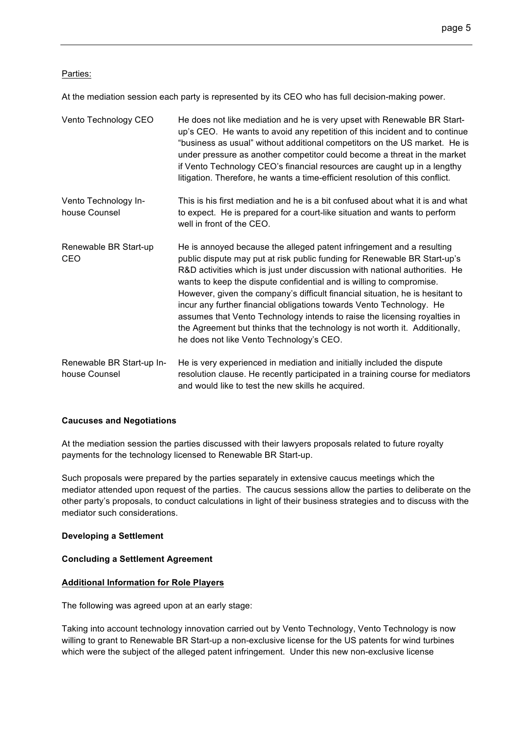Parties:

At the mediation session each party is represented by its CEO who has full decision-making power.

| | |
|---|---|
| Vento Technology CEO | He does not like mediation and he is very upset with Renewable BR Start-up's CEO. He wants to avoid any repetition of this incident and to continue "business as usual" without additional competitors on the US market. He is under pressure as another competitor could become a threat in the market if Vento Technology CEO's financial resources are caught up in a lengthy litigation. Therefore, he wants a time-efficient resolution of this conflict. |
| Vento Technology In-house Counsel | This is his first mediation and he is a bit confused about what it is and what to expect. He is prepared for a court-like situation and wants to perform well in front of the CEO. |
| Renewable BR Start-up CEO | He is annoyed because the alleged patent infringement and a resulting public dispute may put at risk public funding for Renewable BR Start-up's R&D activities which is just under discussion with national authorities. He wants to keep the dispute confidential and is willing to compromise. However, given the company's difficult financial situation, he is hesitant to incur any further financial obligations towards Vento Technology. He assumes that Vento Technology intends to raise the licensing royalties in the Agreement but thinks that the technology is not worth it. Additionally, he does not like Vento Technology's CEO. |
| Renewable BR Start-up In-house Counsel | He is very experienced in mediation and initially included the dispute resolution clause. He recently participated in a training course for mediators and would like to test the new skills he acquired. |

**Caucuses and Negotiations**

At the mediation session the parties discussed with their lawyers proposals related to future royalty payments for the technology licensed to Renewable BR Start-up.

Such proposals were prepared by the parties separately in extensive caucus meetings which the mediator attended upon request of the parties. The caucus sessions allow the parties to deliberate on the other party's proposals, to conduct calculations in light of their business strategies and to discuss with the mediator such considerations.

**Developing a Settlement**

**Concluding a Settlement Agreement**

**Additional Information for Role Players**

The following was agreed upon at an early stage:

Taking into account technology innovation carried out by Vento Technology, Vento Technology is now willing to grant to Renewable BR Start-up a non-exclusive license for the US patents for wind turbines which were the subject of the alleged patent infringement. Under this new non-exclusive license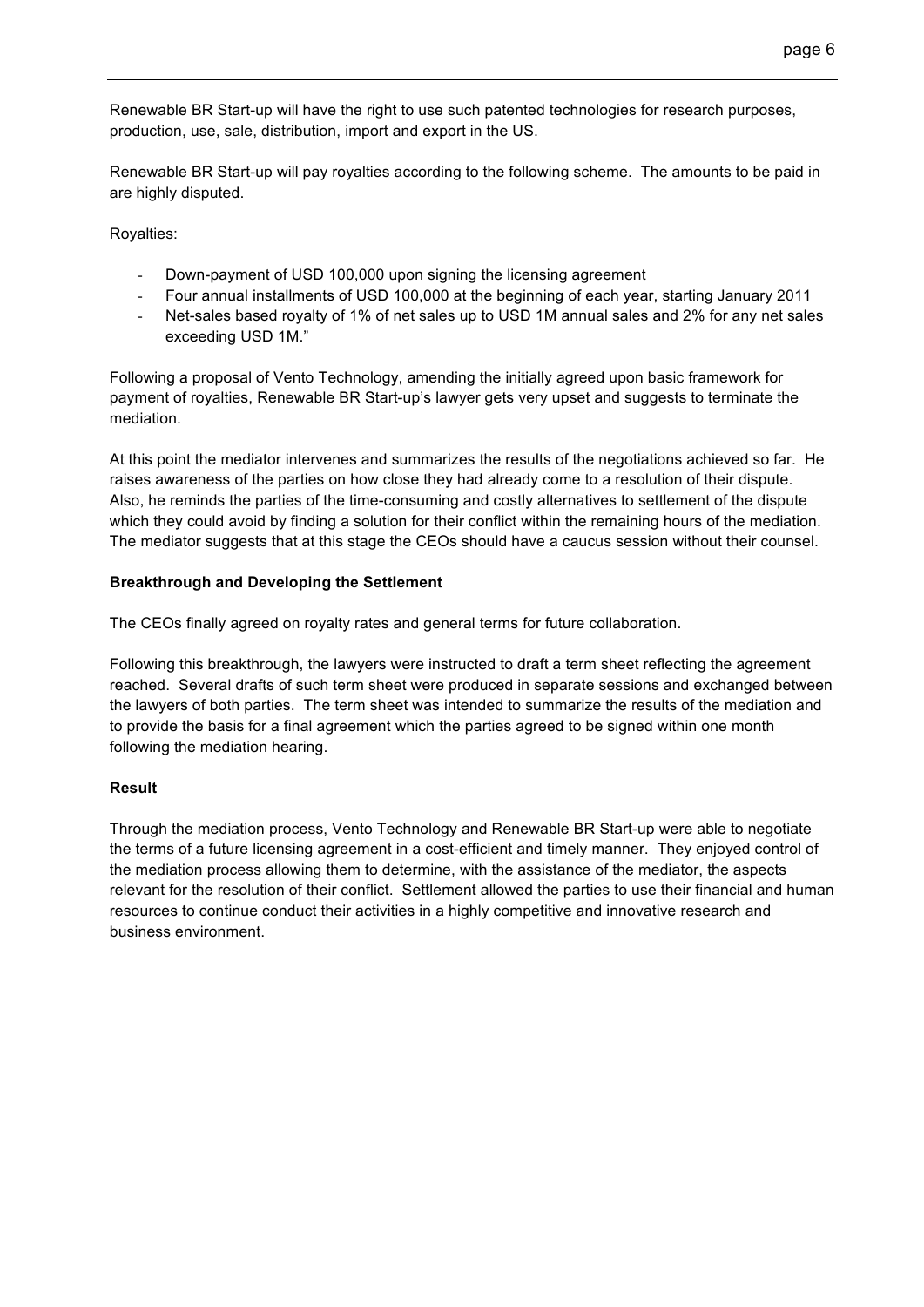Renewable BR Start-up will have the right to use such patented technologies for research purposes, production, use, sale, distribution, import and export in the US.

Renewable BR Start-up will pay royalties according to the following scheme. The amounts to be paid in are highly disputed.

Royalties:

- Down-payment of USD 100,000 upon signing the licensing agreement
- Four annual installments of USD 100,000 at the beginning of each year, starting January 2011
- Net-sales based royalty of 1% of net sales up to USD 1M annual sales and 2% for any net sales exceeding USD 1M."

Following a proposal of Vento Technology, amending the initially agreed upon basic framework for payment of royalties, Renewable BR Start-up's lawyer gets very upset and suggests to terminate the mediation.

At this point the mediator intervenes and summarizes the results of the negotiations achieved so far. He raises awareness of the parties on how close they had already come to a resolution of their dispute. Also, he reminds the parties of the time-consuming and costly alternatives to settlement of the dispute which they could avoid by finding a solution for their conflict within the remaining hours of the mediation. The mediator suggests that at this stage the CEOs should have a caucus session without their counsel.

**Breakthrough and Developing the Settlement**

The CEOs finally agreed on royalty rates and general terms for future collaboration.

Following this breakthrough, the lawyers were instructed to draft a term sheet reflecting the agreement reached. Several drafts of such term sheet were produced in separate sessions and exchanged between the lawyers of both parties. The term sheet was intended to summarize the results of the mediation and to provide the basis for a final agreement which the parties agreed to be signed within one month following the mediation hearing.

**Result**

Through the mediation process, Vento Technology and Renewable BR Start-up were able to negotiate the terms of a future licensing agreement in a cost-efficient and timely manner. They enjoyed control of the mediation process allowing them to determine, with the assistance of the mediator, the aspects relevant for the resolution of their conflict. Settlement allowed the parties to use their financial and human resources to continue conduct their activities in a highly competitive and innovative research and business environment.